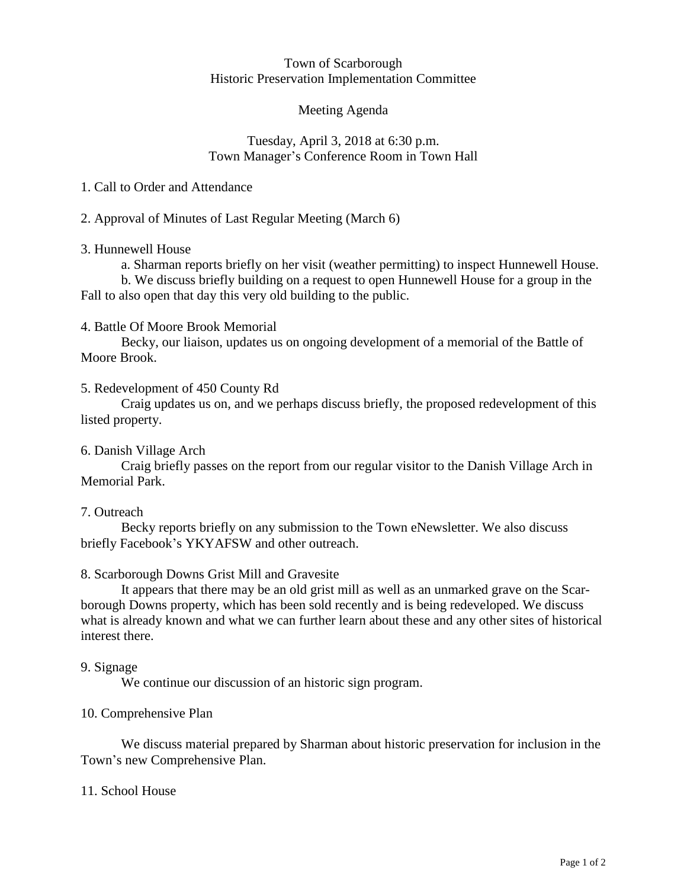Town of Scarborough
Historic Preservation Implementation Committee

Meeting Agenda

Tuesday, April 3, 2018 at 6:30 p.m.
Town Manager's Conference Room in Town Hall

1. Call to Order and Attendance

2. Approval of Minutes of Last Regular Meeting (March 6)

3. Hunnewell House

a. Sharman reports briefly on her visit (weather permitting) to inspect Hunnewell House.

b. We discuss briefly building on a request to open Hunnewell House for a group in the Fall to also open that day this very old building to the public.

4. Battle Of Moore Brook Memorial

Becky, our liaison, updates us on ongoing development of a memorial of the Battle of Moore Brook.

5. Redevelopment of 450 County Rd

Craig updates us on, and we perhaps discuss briefly, the proposed redevelopment of this listed property.

6. Danish Village Arch

Craig briefly passes on the report from our regular visitor to the Danish Village Arch in Memorial Park.

7. Outreach

Becky reports briefly on any submission to the Town eNewsletter. We also discuss briefly Facebook's YKYAFSW and other outreach.

8. Scarborough Downs Grist Mill and Gravesite

It appears that there may be an old grist mill as well as an unmarked grave on the Scarborough Downs property, which has been sold recently and is being redeveloped. We discuss what is already known and what we can further learn about these and any other sites of historical interest there.

9. Signage

We continue our discussion of an historic sign program.

10. Comprehensive Plan

We discuss material prepared by Sharman about historic preservation for inclusion in the Town's new Comprehensive Plan.

11. School House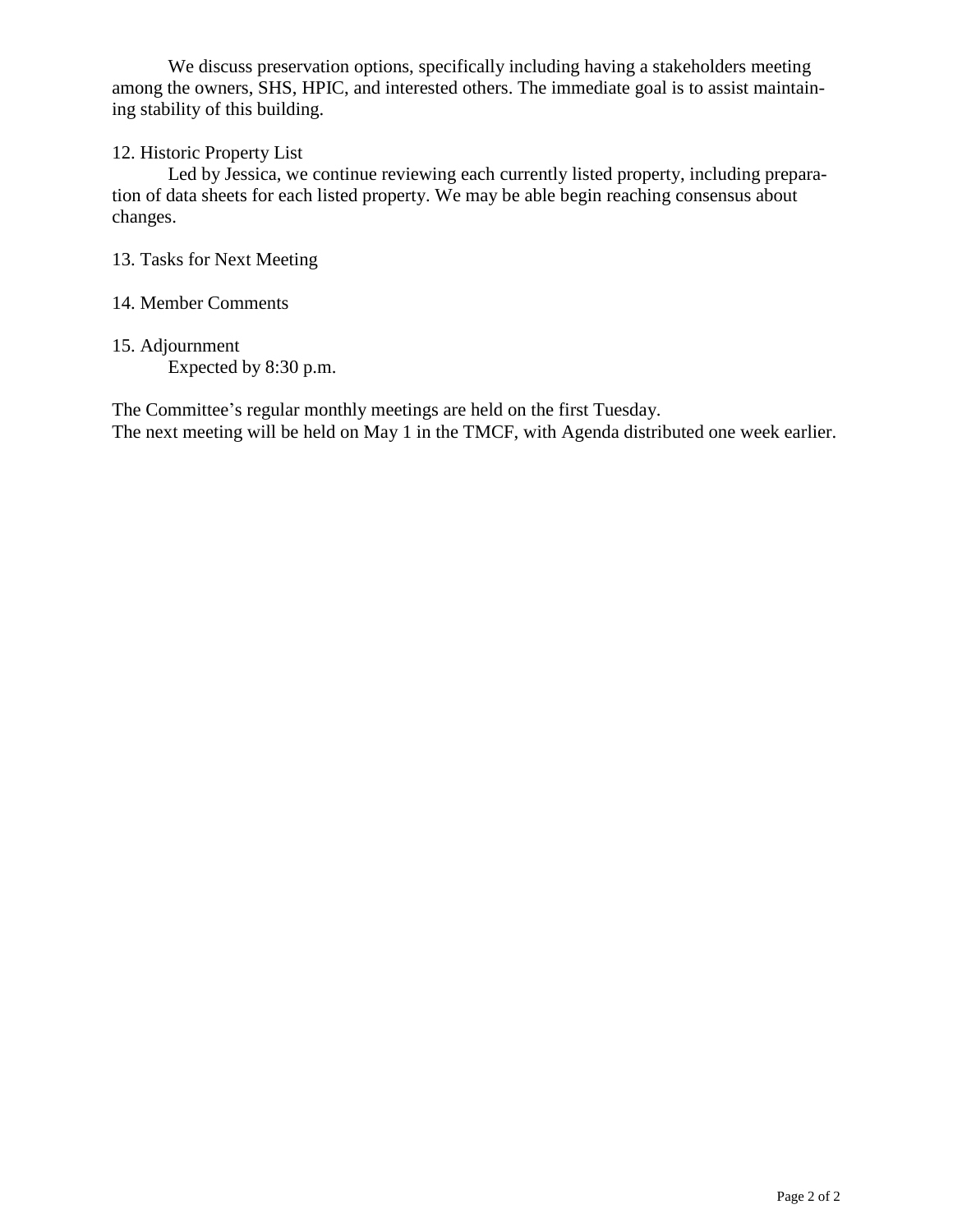We discuss preservation options, specifically including having a stakeholders meeting among the owners, SHS, HPIC, and interested others. The immediate goal is to assist maintaining stability of this building.

12. Historic Property List

Led by Jessica, we continue reviewing each currently listed property, including preparation of data sheets for each listed property. We may be able begin reaching consensus about changes.

13. Tasks for Next Meeting

14. Member Comments

15. Adjournment

Expected by 8:30 p.m.

The Committee's regular monthly meetings are held on the first Tuesday.
The next meeting will be held on May 1 in the TMCF, with Agenda distributed one week earlier.